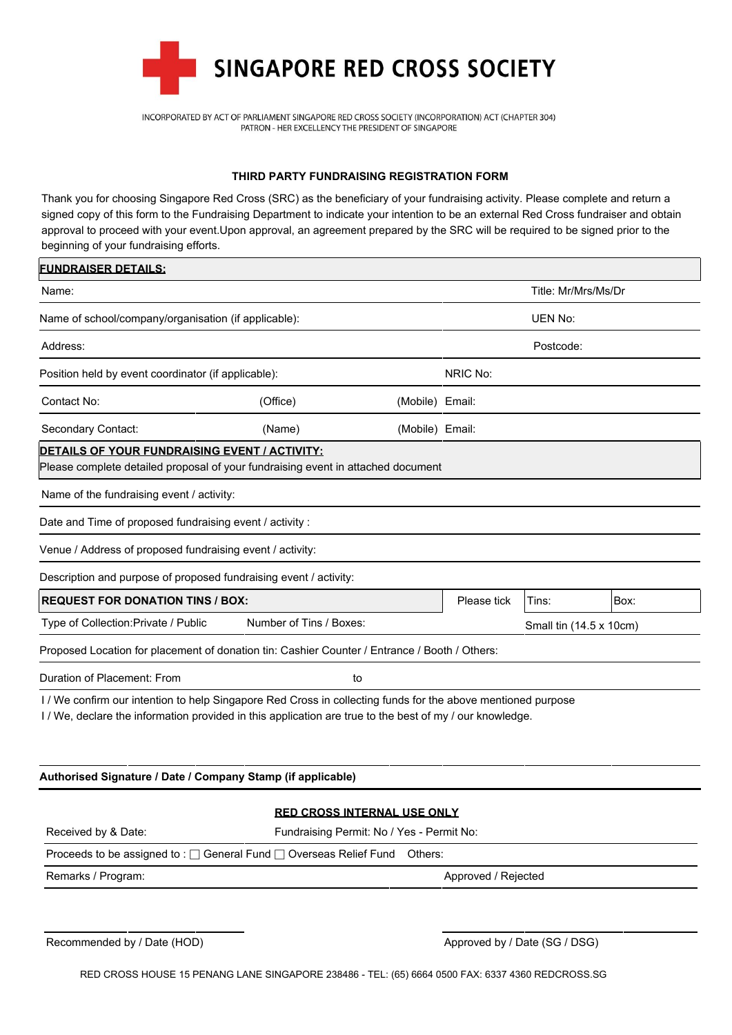# SINGAPORE RED CROSS SOCIETY

INCORPORATED BY ACT OF PARLIAMENT SINGAPORE RED CROSS SOCIETY (INCORPORATION) ACT (CHAPTER 304)
PATRON - HER EXCELLENCY THE PRESIDENT OF SINGAPORE

## THIRD PARTY FUNDRAISING REGISTRATION FORM

Thank you for choosing Singapore Red Cross (SRC) as the beneficiary of your fundraising activity. Please complete and return a signed copy of this form to the Fundraising Department to indicate your intention to be an external Red Cross fundraiser and obtain approval to proceed with your event.Upon approval, an agreement prepared by the SRC will be required to be signed prior to the beginning of your fundraising efforts.

**FUNDRAISER DETAILS:**

| | | | |
|---|---|---|---|
| Name: | | | Title: Mr/Mrs/Ms/Dr |
| Name of school/company/organisation (if applicable): | | | UEN No: |
| Address: | | | Postcode: |
| Position held by event coordinator (if applicable): | | NRIC No: | |
| Contact No: | (Office) | (Mobile) | Email: |
| Secondary Contact: | (Name) | (Mobile) | Email: |

**DETAILS OF YOUR FUNDRAISING EVENT / ACTIVITY:**
Please complete detailed proposal of your fundraising event in attached document

Name of the fundraising event / activity:

Date and Time of proposed fundraising event / activity :

Venue / Address of proposed fundraising event / activity:

Description and purpose of proposed fundraising event / activity:

| **REQUEST FOR DONATION TINS / BOX:** | | Please tick | Tins: | Box: |
|---|---|---|---|---|
| Type of Collection:Private / Public | Number of Tins / Boxes: | | Small tin (14.5 x 10cm) | |

Proposed Location for placement of donation tin: Cashier Counter / Entrance / Booth / Others:

Duration of Placement: From to

I / We confirm our intention to help Singapore Red Cross in collecting funds for the above mentioned purpose
I / We, declare the information provided in this application are true to the best of my / our knowledge.

**Authorised Signature / Date / Company Stamp (if applicable)**

**RED CROSS INTERNAL USE ONLY**

| | |
|---|---|
| Received by & Date: | Fundraising Permit: No / Yes - Permit No: |
| Proceeds to be assigned to : ☐ General Fund ☐ Overseas Relief Fund Others: | |
| Remarks / Program: | Approved / Rejected |

Recommended by / Date (HOD)

Approved by / Date (SG / DSG)

RED CROSS HOUSE 15 PENANG LANE SINGAPORE 238486 - TEL: (65) 6664 0500 FAX: 6337 4360 REDCROSS.SG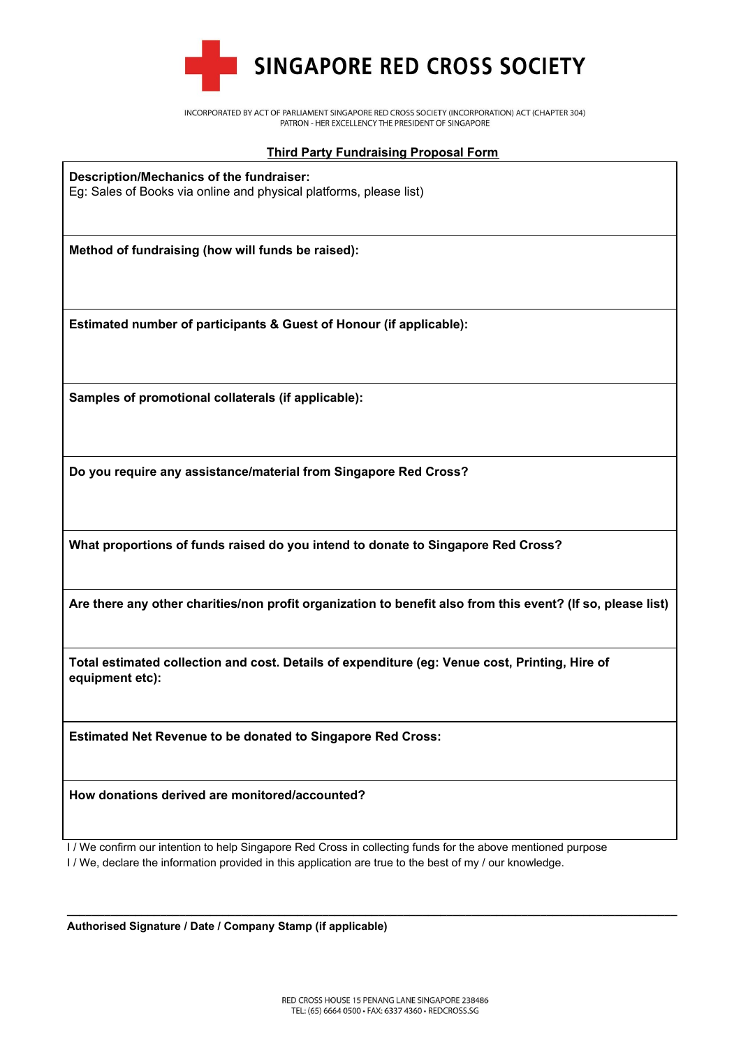# SINGAPORE RED CROSS SOCIETY

INCORPORATED BY ACT OF PARLIAMENT SINGAPORE RED CROSS SOCIETY (INCORPORATION) ACT (CHAPTER 304)
PATRON - HER EXCELLENCY THE PRESIDENT OF SINGAPORE

## Third Party Fundraising Proposal Form

| |
|---|
| **Description/Mechanics of the fundraiser:**<br>Eg: Sales of Books via online and physical platforms, please list) |
| **Method of fundraising (how will funds be raised):** |
| **Estimated number of participants & Guest of Honour (if applicable):** |
| **Samples of promotional collaterals (if applicable):** |
| **Do you require any assistance/material from Singapore Red Cross?** |
| **What proportions of funds raised do you intend to donate to Singapore Red Cross?** |
| **Are there any other charities/non profit organization to benefit also from this event? (If so, please list)** |
| **Total estimated collection and cost. Details of expenditure (eg: Venue cost, Printing, Hire of equipment etc):** |
| **Estimated Net Revenue to be donated to Singapore Red Cross:** |
| **How donations derived are monitored/accounted?** |

I / We confirm our intention to help Singapore Red Cross in collecting funds for the above mentioned purpose
I / We, declare the information provided in this application are true to the best of my / our knowledge.

---

**Authorised Signature / Date / Company Stamp (if applicable)**

RED CROSS HOUSE 15 PENANG LANE SINGAPORE 238486
TEL: (65) 6664 0500 • FAX: 6337 4360 • REDCROSS.SG